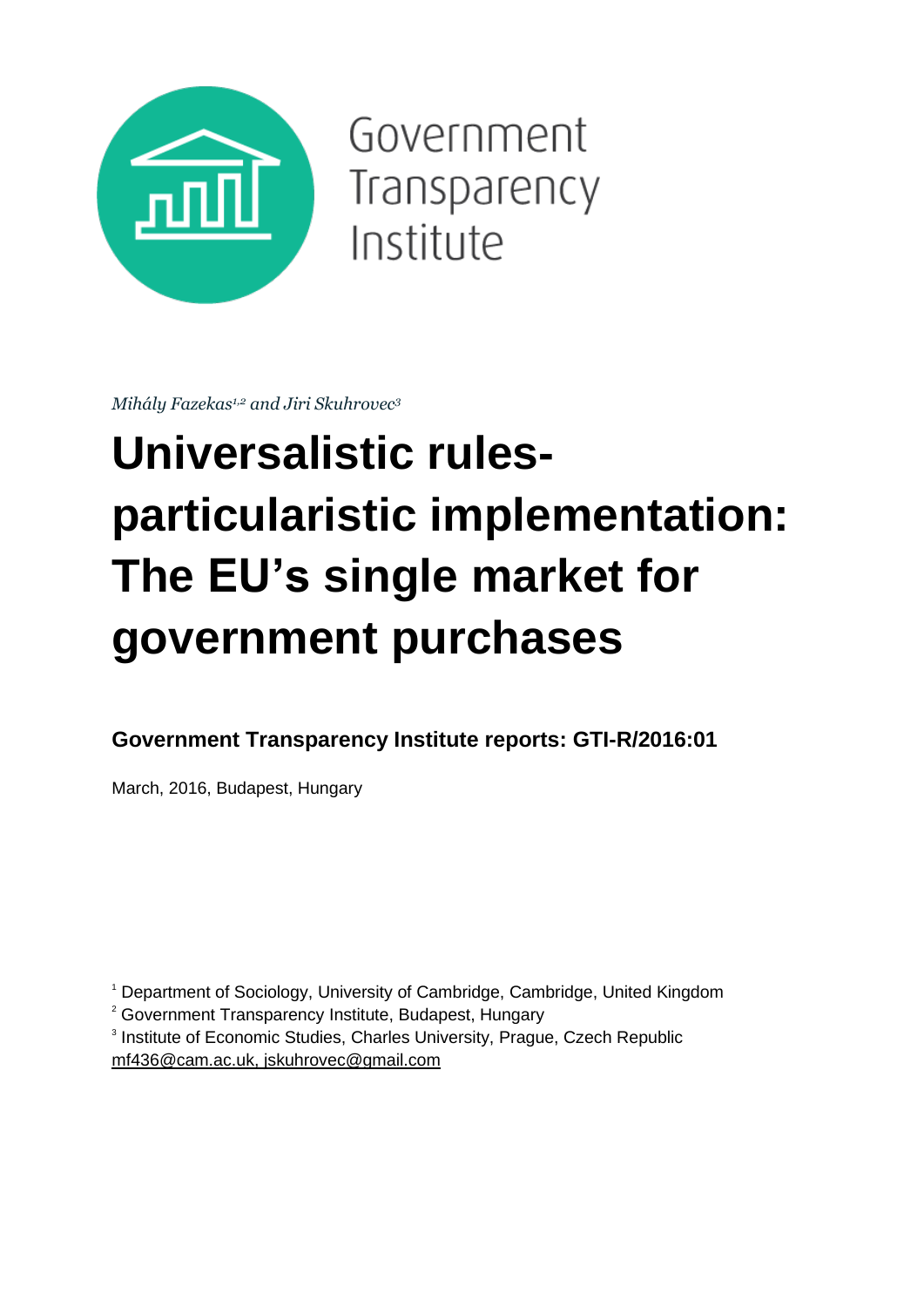Government Transparency Institute

*Mihály Fazekas[1,2] and Jiri Skuhrovec[3]*

# Universalistic rules-particularistic implementation: The EU's single market for government purchases

**Government Transparency Institute reports: GTI-R/2016:01**

March, 2016, Budapest, Hungary

[1] Department of Sociology, University of Cambridge, Cambridge, United Kingdom
[2] Government Transparency Institute, Budapest, Hungary
[3] Institute of Economic Studies, Charles University, Prague, Czech Republic
mf436@cam.ac.uk, jskuhrovec@gmail.com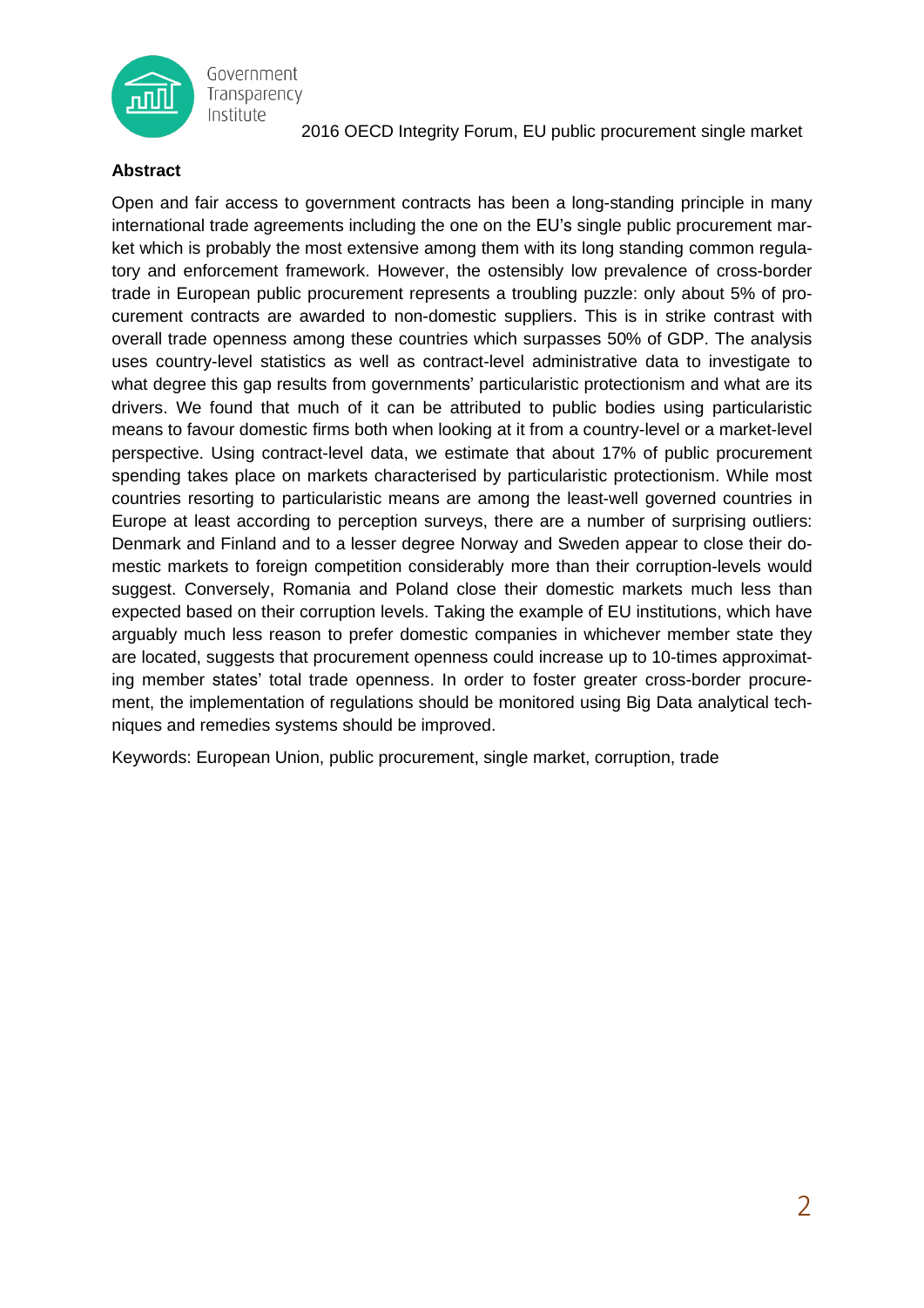**Abstract**

Open and fair access to government contracts has been a long-standing principle in many international trade agreements including the one on the EU's single public procurement market which is probably the most extensive among them with its long standing common regulatory and enforcement framework. However, the ostensibly low prevalence of cross-border trade in European public procurement represents a troubling puzzle: only about 5% of procurement contracts are awarded to non-domestic suppliers. This is in strike contrast with overall trade openness among these countries which surpasses 50% of GDP. The analysis uses country-level statistics as well as contract-level administrative data to investigate to what degree this gap results from governments' particularistic protectionism and what are its drivers. We found that much of it can be attributed to public bodies using particularistic means to favour domestic firms both when looking at it from a country-level or a market-level perspective. Using contract-level data, we estimate that about 17% of public procurement spending takes place on markets characterised by particularistic protectionism. While most countries resorting to particularistic means are among the least-well governed countries in Europe at least according to perception surveys, there are a number of surprising outliers: Denmark and Finland and to a lesser degree Norway and Sweden appear to close their domestic markets to foreign competition considerably more than their corruption-levels would suggest. Conversely, Romania and Poland close their domestic markets much less than expected based on their corruption levels. Taking the example of EU institutions, which have arguably much less reason to prefer domestic companies in whichever member state they are located, suggests that procurement openness could increase up to 10-times approximating member states' total trade openness. In order to foster greater cross-border procurement, the implementation of regulations should be monitored using Big Data analytical techniques and remedies systems should be improved.

Keywords: European Union, public procurement, single market, corruption, trade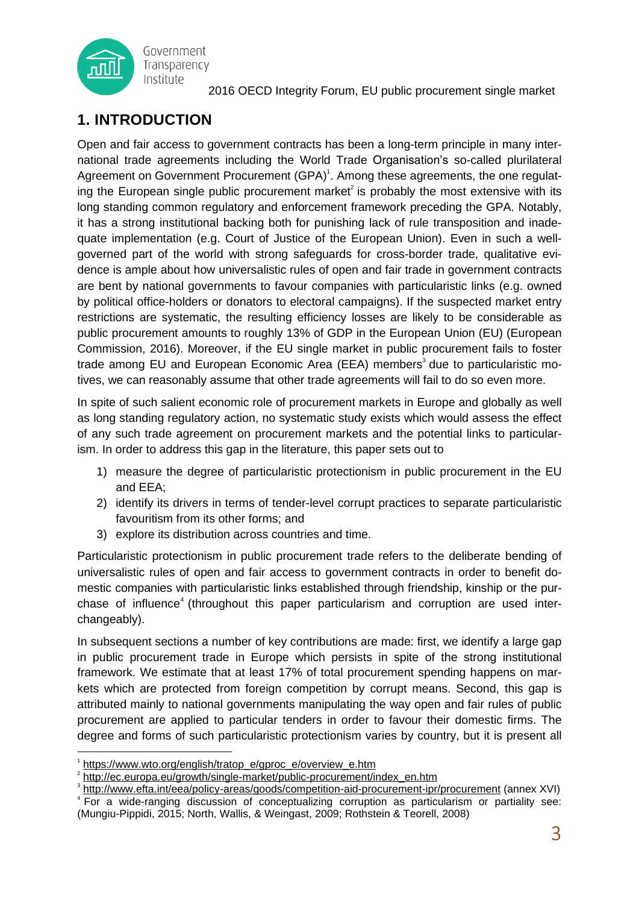## 1. INTRODUCTION

Open and fair access to government contracts has been a long-term principle in many international trade agreements including the World Trade Organisation's so-called plurilateral Agreement on Government Procurement (GPA)[1]. Among these agreements, the one regulating the European single public procurement market[2] is probably the most extensive with its long standing common regulatory and enforcement framework preceding the GPA. Notably, it has a strong institutional backing both for punishing lack of rule transposition and inadequate implementation (e.g. Court of Justice of the European Union). Even in such a well-governed part of the world with strong safeguards for cross-border trade, qualitative evidence is ample about how universalistic rules of open and fair trade in government contracts are bent by national governments to favour companies with particularistic links (e.g. owned by political office-holders or donators to electoral campaigns). If the suspected market entry restrictions are systematic, the resulting efficiency losses are likely to be considerable as public procurement amounts to roughly 13% of GDP in the European Union (EU) (European Commission, 2016). Moreover, if the EU single market in public procurement fails to foster trade among EU and European Economic Area (EEA) members[3] due to particularistic motives, we can reasonably assume that other trade agreements will fail to do so even more.

In spite of such salient economic role of procurement markets in Europe and globally as well as long standing regulatory action, no systematic study exists which would assess the effect of any such trade agreement on procurement markets and the potential links to particularism. In order to address this gap in the literature, this paper sets out to

1) measure the degree of particularistic protectionism in public procurement in the EU and EEA;
2) identify its drivers in terms of tender-level corrupt practices to separate particularistic favouritism from its other forms; and
3) explore its distribution across countries and time.

Particularistic protectionism in public procurement trade refers to the deliberate bending of universalistic rules of open and fair access to government contracts in order to benefit domestic companies with particularistic links established through friendship, kinship or the purchase of influence[4] (throughout this paper particularism and corruption are used interchangeably).

In subsequent sections a number of key contributions are made: first, we identify a large gap in public procurement trade in Europe which persists in spite of the strong institutional framework. We estimate that at least 17% of total procurement spending happens on markets which are protected from foreign competition by corrupt means. Second, this gap is attributed mainly to national governments manipulating the way open and fair rules of public procurement are applied to particular tenders in order to favour their domestic firms. The degree and forms of such particularistic protectionism varies by country, but it is present all

---

[1] https://www.wto.org/english/tratop_e/gproc_e/overview_e.htm

[2] http://ec.europa.eu/growth/single-market/public-procurement/index_en.htm

[3] http://www.efta.int/eea/policy-areas/goods/competition-aid-procurement-ipr/procurement (annex XVI)

[4] For a wide-ranging discussion of conceptualizing corruption as particularism or partiality see: (Mungiu-Pippidi, 2015; North, Wallis, & Weingast, 2009; Rothstein & Teorell, 2008)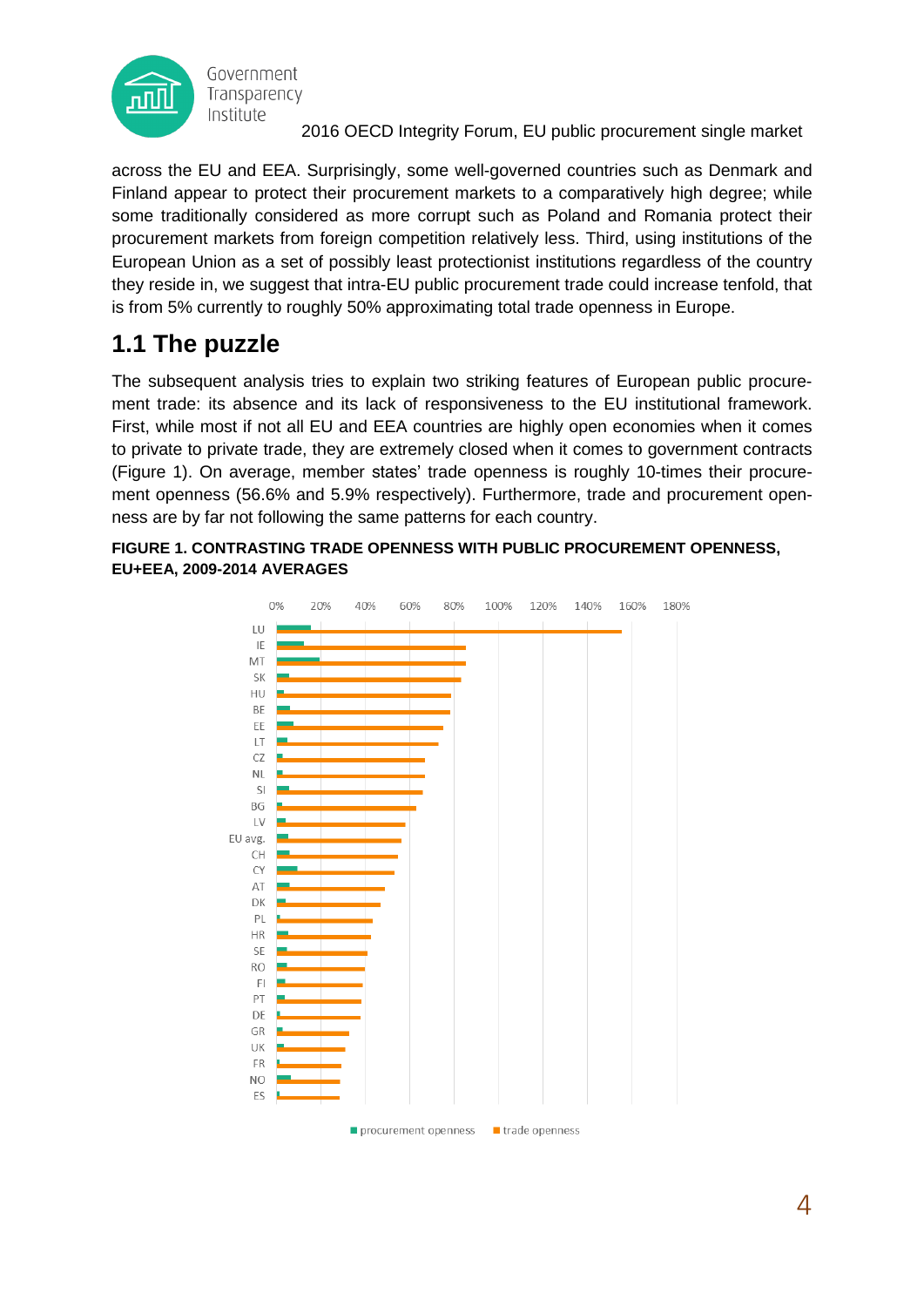across the EU and EEA. Surprisingly, some well-governed countries such as Denmark and Finland appear to protect their procurement markets to a comparatively high degree; while some traditionally considered as more corrupt such as Poland and Romania protect their procurement markets from foreign competition relatively less. Third, using institutions of the European Union as a set of possibly least protectionist institutions regardless of the country they reside in, we suggest that intra-EU public procurement trade could increase tenfold, that is from 5% currently to roughly 50% approximating total trade openness in Europe.

## 1.1 The puzzle

The subsequent analysis tries to explain two striking features of European public procurement trade: its absence and its lack of responsiveness to the EU institutional framework. First, while most if not all EU and EEA countries are highly open economies when it comes to private to private trade, they are extremely closed when it comes to government contracts (Figure 1). On average, member states' trade openness is roughly 10-times their procurement openness (56.6% and 5.9% respectively). Furthermore, trade and procurement openness are by far not following the same patterns for each country.

**FIGURE 1. CONTRASTING TRADE OPENNESS WITH PUBLIC PROCUREMENT OPENNESS, EU+EEA, 2009-2014 AVERAGES**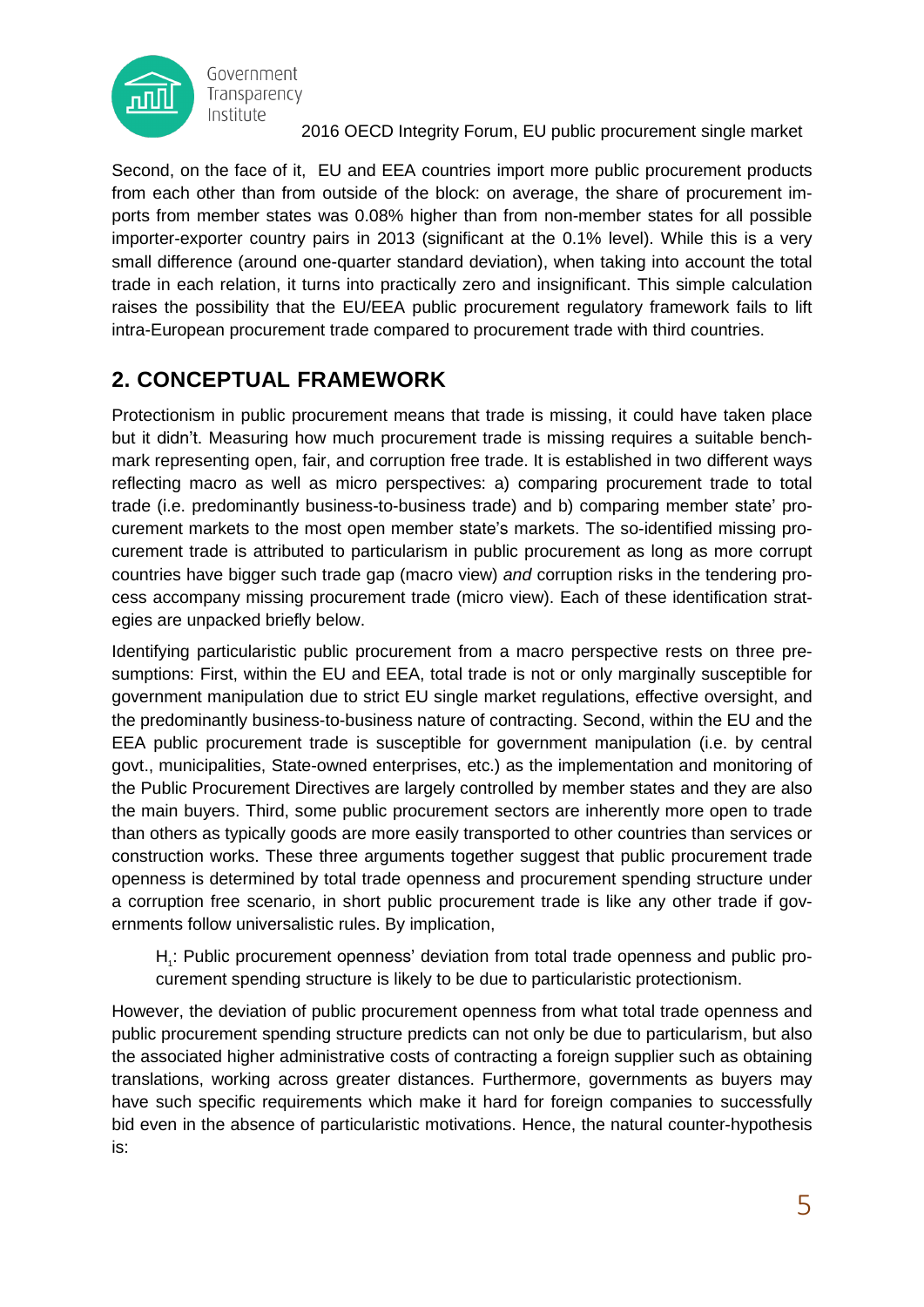Second, on the face of it, EU and EEA countries import more public procurement products from each other than from outside of the block: on average, the share of procurement imports from member states was 0.08% higher than from non-member states for all possible importer-exporter country pairs in 2013 (significant at the 0.1% level). While this is a very small difference (around one-quarter standard deviation), when taking into account the total trade in each relation, it turns into practically zero and insignificant. This simple calculation raises the possibility that the EU/EEA public procurement regulatory framework fails to lift intra-European procurement trade compared to procurement trade with third countries.

## 2. CONCEPTUAL FRAMEWORK

Protectionism in public procurement means that trade is missing, it could have taken place but it didn't. Measuring how much procurement trade is missing requires a suitable benchmark representing open, fair, and corruption free trade. It is established in two different ways reflecting macro as well as micro perspectives: a) comparing procurement trade to total trade (i.e. predominantly business-to-business trade) and b) comparing member state' procurement markets to the most open member state's markets. The so-identified missing procurement trade is attributed to particularism in public procurement as long as more corrupt countries have bigger such trade gap (macro view) *and* corruption risks in the tendering process accompany missing procurement trade (micro view). Each of these identification strategies are unpacked briefly below.

Identifying particularistic public procurement from a macro perspective rests on three presumptions: First, within the EU and EEA, total trade is not or only marginally susceptible for government manipulation due to strict EU single market regulations, effective oversight, and the predominantly business-to-business nature of contracting. Second, within the EU and the EEA public procurement trade is susceptible for government manipulation (i.e. by central govt., municipalities, State-owned enterprises, etc.) as the implementation and monitoring of the Public Procurement Directives are largely controlled by member states and they are also the main buyers. Third, some public procurement sectors are inherently more open to trade than others as typically goods are more easily transported to other countries than services or construction works. These three arguments together suggest that public procurement trade openness is determined by total trade openness and procurement spending structure under a corruption free scenario, in short public procurement trade is like any other trade if governments follow universalistic rules. By implication,

> $H_1$: Public procurement openness' deviation from total trade openness and public procurement spending structure is likely to be due to particularistic protectionism.

However, the deviation of public procurement openness from what total trade openness and public procurement spending structure predicts can not only be due to particularism, but also the associated higher administrative costs of contracting a foreign supplier such as obtaining translations, working across greater distances. Furthermore, governments as buyers may have such specific requirements which make it hard for foreign companies to successfully bid even in the absence of particularistic motivations. Hence, the natural counter-hypothesis is: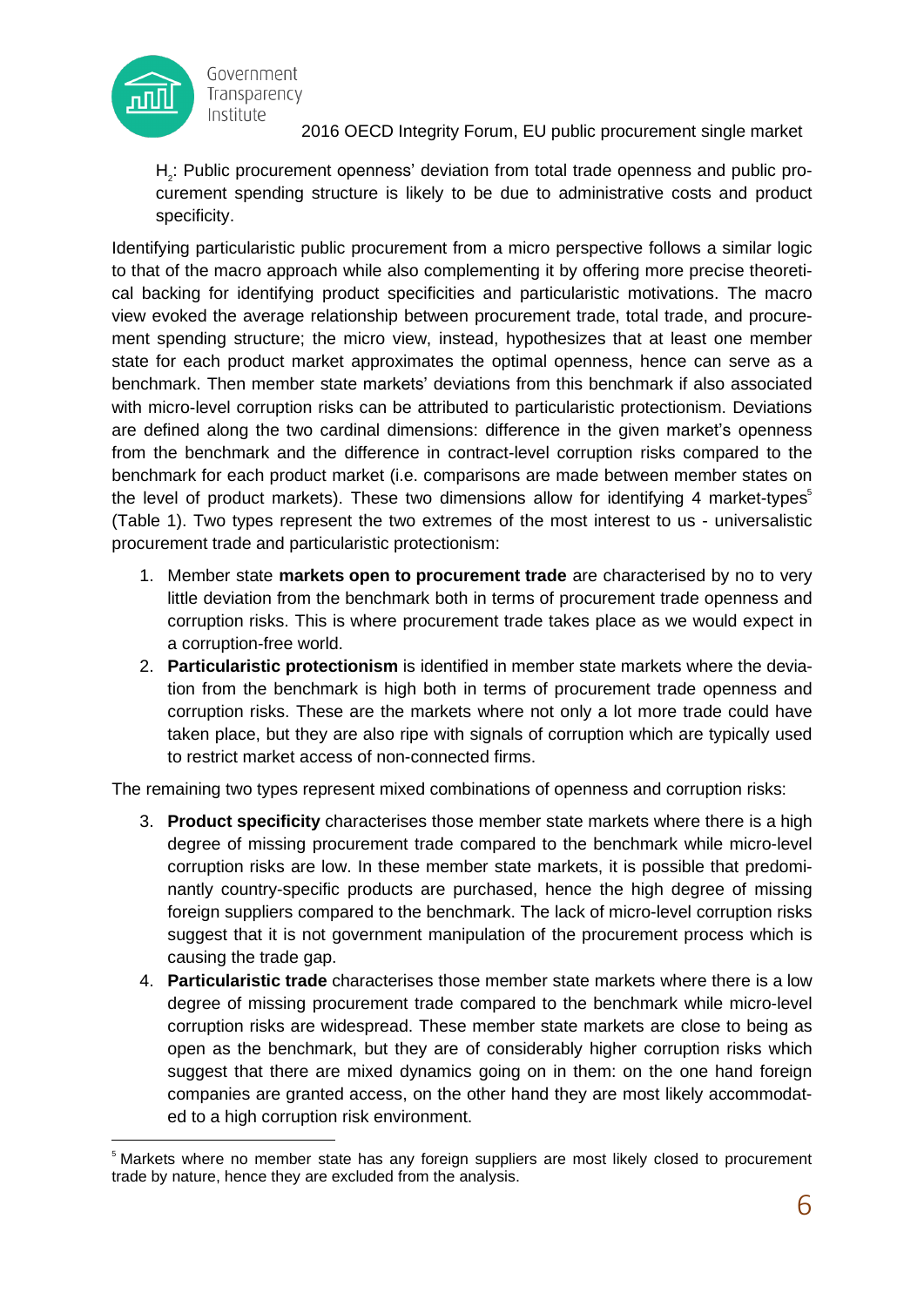$H_2$: Public procurement openness' deviation from total trade openness and public procurement spending structure is likely to be due to administrative costs and product specificity.

Identifying particularistic public procurement from a micro perspective follows a similar logic to that of the macro approach while also complementing it by offering more precise theoretical backing for identifying product specificities and particularistic motivations. The macro view evoked the average relationship between procurement trade, total trade, and procurement spending structure; the micro view, instead, hypothesizes that at least one member state for each product market approximates the optimal openness, hence can serve as a benchmark. Then member state markets' deviations from this benchmark if also associated with micro-level corruption risks can be attributed to particularistic protectionism. Deviations are defined along the two cardinal dimensions: difference in the given market's openness from the benchmark and the difference in contract-level corruption risks compared to the benchmark for each product market (i.e. comparisons are made between member states on the level of product markets). These two dimensions allow for identifying 4 market-types[5] (Table 1). Two types represent the two extremes of the most interest to us - universalistic procurement trade and particularistic protectionism:

1. Member state **markets open to procurement trade** are characterised by no to very little deviation from the benchmark both in terms of procurement trade openness and corruption risks. This is where procurement trade takes place as we would expect in a corruption-free world.
2. **Particularistic protectionism** is identified in member state markets where the deviation from the benchmark is high both in terms of procurement trade openness and corruption risks. These are the markets where not only a lot more trade could have taken place, but they are also ripe with signals of corruption which are typically used to restrict market access of non-connected firms.

The remaining two types represent mixed combinations of openness and corruption risks:

3. **Product specificity** characterises those member state markets where there is a high degree of missing procurement trade compared to the benchmark while micro-level corruption risks are low. In these member state markets, it is possible that predominantly country-specific products are purchased, hence the high degree of missing foreign suppliers compared to the benchmark. The lack of micro-level corruption risks suggest that it is not government manipulation of the procurement process which is causing the trade gap.
4. **Particularistic trade** characterises those member state markets where there is a low degree of missing procurement trade compared to the benchmark while micro-level corruption risks are widespread. These member state markets are close to being as open as the benchmark, but they are of considerably higher corruption risks which suggest that there are mixed dynamics going on in them: on the one hand foreign companies are granted access, on the other hand they are most likely accommodated to a high corruption risk environment.

[5] Markets where no member state has any foreign suppliers are most likely closed to procurement trade by nature, hence they are excluded from the analysis.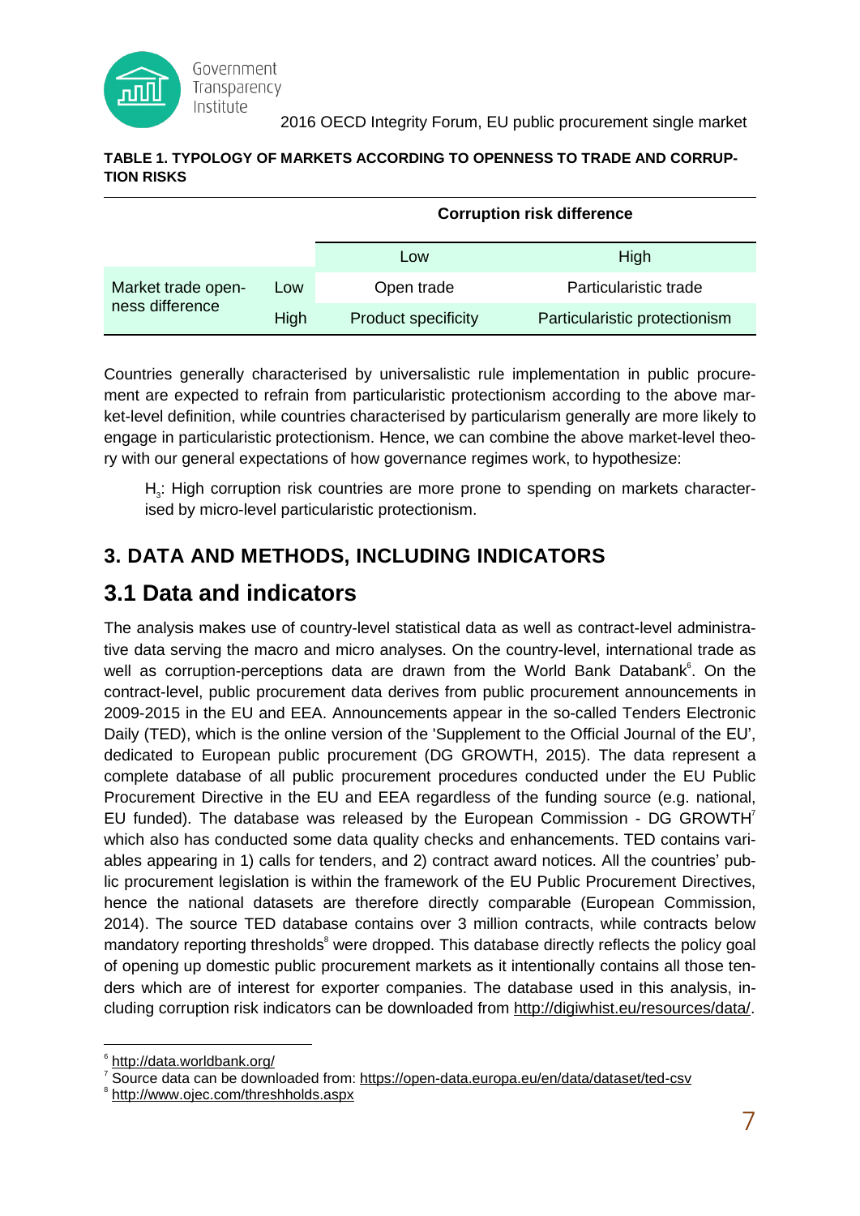**TABLE 1. TYPOLOGY OF MARKETS ACCORDING TO OPENNESS TO TRADE AND CORRUPTION RISKS**

| | | Corruption risk difference | |
|---|---|---|---|
| | | Low | High |
| Market trade openness difference | Low | Open trade | Particularistic trade |
| | High | Product specificity | Particularistic protectionism |

Countries generally characterised by universalistic rule implementation in public procurement are expected to refrain from particularistic protectionism according to the above market-level definition, while countries characterised by particularism generally are more likely to engage in particularistic protectionism. Hence, we can combine the above market-level theory with our general expectations of how governance regimes work, to hypothesize:

> $H_3$: High corruption risk countries are more prone to spending on markets characterised by micro-level particularistic protectionism.

# 3. DATA AND METHODS, INCLUDING INDICATORS

## 3.1 Data and indicators

The analysis makes use of country-level statistical data as well as contract-level administrative data serving the macro and micro analyses. On the country-level, international trade as well as corruption-perceptions data are drawn from the World Bank Databank[6]. On the contract-level, public procurement data derives from public procurement announcements in 2009-2015 in the EU and EEA. Announcements appear in the so-called Tenders Electronic Daily (TED), which is the online version of the 'Supplement to the Official Journal of the EU', dedicated to European public procurement (DG GROWTH, 2015). The data represent a complete database of all public procurement procedures conducted under the EU Public Procurement Directive in the EU and EEA regardless of the funding source (e.g. national, EU funded). The database was released by the European Commission - DG GROWTH[7] which also has conducted some data quality checks and enhancements. TED contains variables appearing in 1) calls for tenders, and 2) contract award notices. All the countries' public procurement legislation is within the framework of the EU Public Procurement Directives, hence the national datasets are therefore directly comparable (European Commission, 2014). The source TED database contains over 3 million contracts, while contracts below mandatory reporting thresholds[8] were dropped. This database directly reflects the policy goal of opening up domestic public procurement markets as it intentionally contains all those tenders which are of interest for exporter companies. The database used in this analysis, including corruption risk indicators can be downloaded from http://digiwhist.eu/resources/data/.

[6] http://data.worldbank.org/

[7] Source data can be downloaded from: https://open-data.europa.eu/en/data/dataset/ted-csv

[8] http://www.ojec.com/threshholds.aspx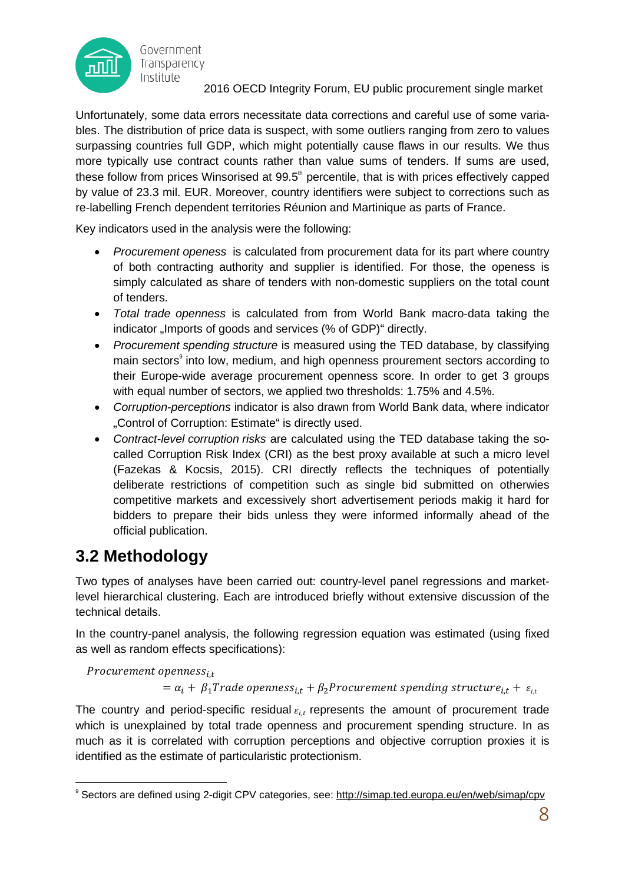Unfortunately, some data errors necessitate data corrections and careful use of some variables. The distribution of price data is suspect, with some outliers ranging from zero to values surpassing countries full GDP, which might potentially cause flaws in our results. We thus more typically use contract counts rather than value sums of tenders. If sums are used, these follow from prices Winsorised at 99.5[th] percentile, that is with prices effectively capped by value of 23.3 mil. EUR. Moreover, country identifiers were subject to corrections such as re-labelling French dependent territories Réunion and Martinique as parts of France.

Key indicators used in the analysis were the following:

- *Procurement openess* is calculated from procurement data for its part where country of both contracting authority and supplier is identified. For those, the openess is simply calculated as share of tenders with non-domestic suppliers on the total count of tenders.
- *Total trade openness* is calculated from from World Bank macro-data taking the indicator „Imports of goods and services (% of GDP)" directly.
- *Procurement spending structure* is measured using the TED database, by classifying main sectors[9] into low, medium, and high openness prourement sectors according to their Europe-wide average procurement openness score. In order to get 3 groups with equal number of sectors, we applied two thresholds: 1.75% and 4.5%.
- *Corruption-perceptions* indicator is also drawn from World Bank data, where indicator „Control of Corruption: Estimate" is directly used.
- *Contract-level corruption risks* are calculated using the TED database taking the so-called Corruption Risk Index (CRI) as the best proxy available at such a micro level (Fazekas & Kocsis, 2015). CRI directly reflects the techniques of potentially deliberate restrictions of competition such as single bid submitted on otherwies competitive markets and excessively short advertisement periods makig it hard for bidders to prepare their bids unless they were informed informally ahead of the official publication.

## 3.2 Methodology

Two types of analyses have been carried out: country-level panel regressions and market-level hierarchical clustering. Each are introduced briefly without extensive discussion of the technical details.

In the country-panel analysis, the following regression equation was estimated (using fixed as well as random effects specifications):

$$Procurement\ openness_{i,t} = \alpha_i + \beta_1 Trade\ openness_{i,t} + \beta_2 Procurement\ spending\ structure_{i,t} + \varepsilon_{i,t}$$

The country and period-specific residual $\varepsilon_{i,t}$ represents the amount of procurement trade which is unexplained by total trade openness and procurement spending structure. In as much as it is correlated with corruption perceptions and objective corruption proxies it is identified as the estimate of particularistic protectionism.

[9] Sectors are defined using 2-digit CPV categories, see: http://simap.ted.europa.eu/en/web/simap/cpv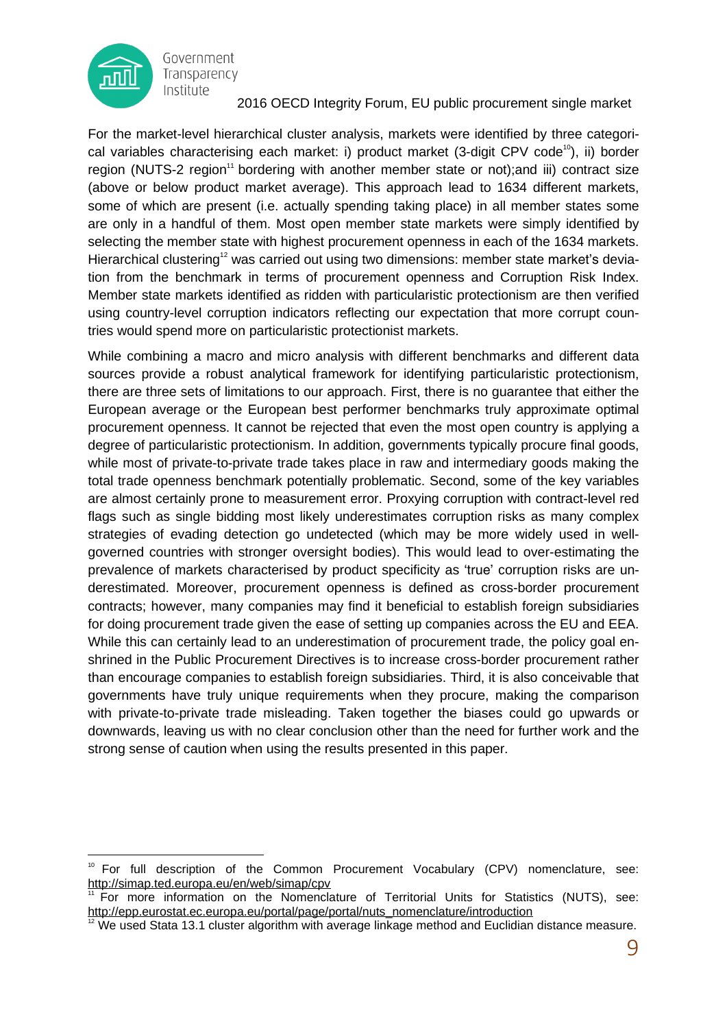For the market-level hierarchical cluster analysis, markets were identified by three categorical variables characterising each market: i) product market (3-digit CPV code[10]), ii) border region (NUTS-2 region[11] bordering with another member state or not);and iii) contract size (above or below product market average). This approach lead to 1634 different markets, some of which are present (i.e. actually spending taking place) in all member states some are only in a handful of them. Most open member state markets were simply identified by selecting the member state with highest procurement openness in each of the 1634 markets. Hierarchical clustering[12] was carried out using two dimensions: member state market's deviation from the benchmark in terms of procurement openness and Corruption Risk Index. Member state markets identified as ridden with particularistic protectionism are then verified using country-level corruption indicators reflecting our expectation that more corrupt countries would spend more on particularistic protectionist markets.

While combining a macro and micro analysis with different benchmarks and different data sources provide a robust analytical framework for identifying particularistic protectionism, there are three sets of limitations to our approach. First, there is no guarantee that either the European average or the European best performer benchmarks truly approximate optimal procurement openness. It cannot be rejected that even the most open country is applying a degree of particularistic protectionism. In addition, governments typically procure final goods, while most of private-to-private trade takes place in raw and intermediary goods making the total trade openness benchmark potentially problematic. Second, some of the key variables are almost certainly prone to measurement error. Proxying corruption with contract-level red flags such as single bidding most likely underestimates corruption risks as many complex strategies of evading detection go undetected (which may be more widely used in well-governed countries with stronger oversight bodies). This would lead to over-estimating the prevalence of markets characterised by product specificity as 'true' corruption risks are underestimated. Moreover, procurement openness is defined as cross-border procurement contracts; however, many companies may find it beneficial to establish foreign subsidiaries for doing procurement trade given the ease of setting up companies across the EU and EEA. While this can certainly lead to an underestimation of procurement trade, the policy goal enshrined in the Public Procurement Directives is to increase cross-border procurement rather than encourage companies to establish foreign subsidiaries. Third, it is also conceivable that governments have truly unique requirements when they procure, making the comparison with private-to-private trade misleading. Taken together the biases could go upwards or downwards, leaving us with no clear conclusion other than the need for further work and the strong sense of caution when using the results presented in this paper.

---

[10] For full description of the Common Procurement Vocabulary (CPV) nomenclature, see: http://simap.ted.europa.eu/en/web/simap/cpv

[11] For more information on the Nomenclature of Territorial Units for Statistics (NUTS), see: http://epp.eurostat.ec.europa.eu/portal/page/portal/nuts_nomenclature/introduction

[12] We used Stata 13.1 cluster algorithm with average linkage method and Euclidian distance measure.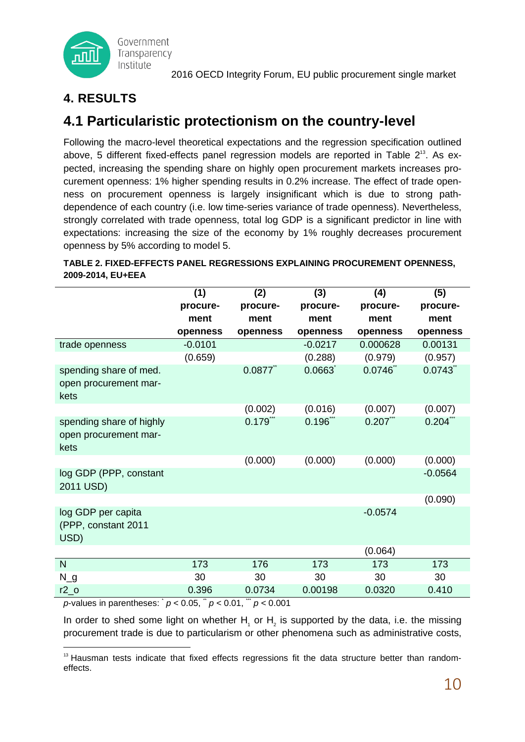# 4. RESULTS

## 4.1 Particularistic protectionism on the country-level

Following the macro-level theoretical expectations and the regression specification outlined above, 5 different fixed-effects panel regression models are reported in Table 2[13]. As expected, increasing the spending share on highly open procurement markets increases procurement openness: 1% higher spending results in 0.2% increase. The effect of trade openness on procurement openness is largely insignificant which is due to strong path-dependence of each country (i.e. low time-series variance of trade openness). Nevertheless, strongly correlated with trade openness, total log GDP is a significant predictor in line with expectations: increasing the size of the economy by 1% roughly decreases procurement openness by 5% according to model 5.

**TABLE 2. FIXED-EFFECTS PANEL REGRESSIONS EXPLAINING PROCUREMENT OPENNESS, 2009-2014, EU+EEA**

| | (1) procurement openness | (2) procurement openness | (3) procurement openness | (4) procurement openness | (5) procurement openness |
|---|---|---|---|---|---|
| trade openness | -0.0101 | | -0.0217 | 0.000628 | 0.00131 |
| | (0.659) | | (0.288) | (0.979) | (0.957) |
| spending share of med. open procurement markets | | 0.0877** | 0.0663* | 0.0746** | 0.0743** |
| | | (0.002) | (0.016) | (0.007) | (0.007) |
| spending share of highly open procurement markets | | 0.179*** | 0.196*** | 0.207*** | 0.204*** |
| | | (0.000) | (0.000) | (0.000) | (0.000) |
| log GDP (PPP, constant 2011 USD) | | | | | -0.0564 |
| | | | | | (0.090) |
| log GDP per capita (PPP, constant 2011 USD) | | | | -0.0574 | |
| | | | | (0.064) | |
| N | 173 | 176 | 173 | 173 | 173 |
| N_g | 30 | 30 | 30 | 30 | 30 |
| r2_o | 0.396 | 0.0734 | 0.00198 | 0.0320 | 0.410 |

*p*-values in parentheses: * $p < 0.05$, ** $p < 0.01$, *** $p < 0.001$

In order to shed some light on whether $H_1$ or $H_2$ is supported by the data, i.e. the missing procurement trade is due to particularism or other phenomena such as administrative costs,

[13] Hausman tests indicate that fixed effects regressions fit the data structure better than random-effects.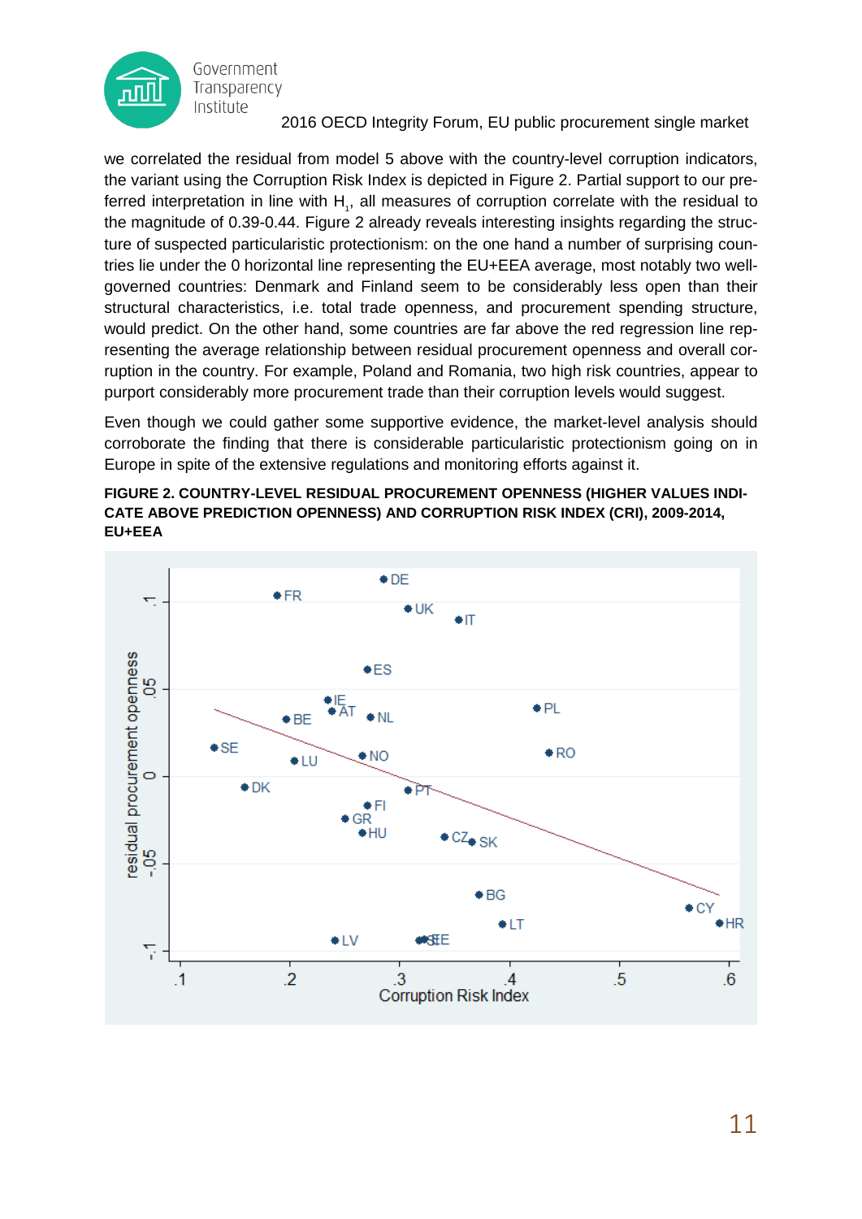we correlated the residual from model 5 above with the country-level corruption indicators, the variant using the Corruption Risk Index is depicted in Figure 2. Partial support to our preferred interpretation in line with $H_1$, all measures of corruption correlate with the residual to the magnitude of 0.39-0.44. Figure 2 already reveals interesting insights regarding the structure of suspected particularistic protectionism: on the one hand a number of surprising countries lie under the 0 horizontal line representing the EU+EEA average, most notably two well-governed countries: Denmark and Finland seem to be considerably less open than their structural characteristics, i.e. total trade openness, and procurement spending structure, would predict. On the other hand, some countries are far above the red regression line representing the average relationship between residual procurement openness and overall corruption in the country. For example, Poland and Romania, two high risk countries, appear to purport considerably more procurement trade than their corruption levels would suggest.

Even though we could gather some supportive evidence, the market-level analysis should corroborate the finding that there is considerable particularistic protectionism going on in Europe in spite of the extensive regulations and monitoring efforts against it.

**FIGURE 2. COUNTRY-LEVEL RESIDUAL PROCUREMENT OPENNESS (HIGHER VALUES INDICATE ABOVE PREDICTION OPENNESS) AND CORRUPTION RISK INDEX (CRI), 2009-2014, EU+EEA**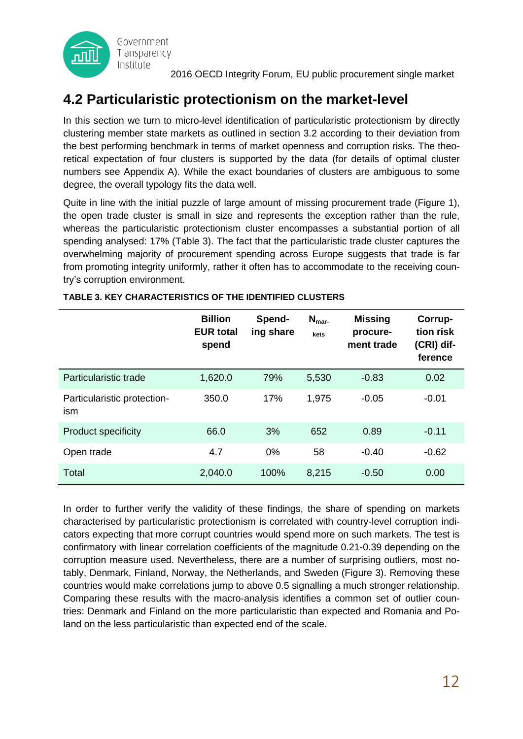## 4.2 Particularistic protectionism on the market-level

In this section we turn to micro-level identification of particularistic protectionism by directly clustering member state markets as outlined in section 3.2 according to their deviation from the best performing benchmark in terms of market openness and corruption risks. The theoretical expectation of four clusters is supported by the data (for details of optimal cluster numbers see Appendix A). While the exact boundaries of clusters are ambiguous to some degree, the overall typology fits the data well.

Quite in line with the initial puzzle of large amount of missing procurement trade (Figure 1), the open trade cluster is small in size and represents the exception rather than the rule, whereas the particularistic protectionism cluster encompasses a substantial portion of all spending analysed: 17% (Table 3). The fact that the particularistic trade cluster captures the overwhelming majority of procurement spending across Europe suggests that trade is far from promoting integrity uniformly, rather it often has to accommodate to the receiving country's corruption environment.

**TABLE 3. KEY CHARACTERISTICS OF THE IDENTIFIED CLUSTERS**

| | Billion EUR total spend | Spending share | $N_{markets}$ | Missing procurement trade | Corruption risk (CRI) difference |
|---|---|---|---|---|---|
| Particularistic trade | 1,620.0 | 79% | 5,530 | -0.83 | 0.02 |
| Particularistic protectionism | 350.0 | 17% | 1,975 | -0.05 | -0.01 |
| Product specificity | 66.0 | 3% | 652 | 0.89 | -0.11 |
| Open trade | 4.7 | 0% | 58 | -0.40 | -0.62 |
| Total | 2,040.0 | 100% | 8,215 | -0.50 | 0.00 |

In order to further verify the validity of these findings, the share of spending on markets characterised by particularistic protectionism is correlated with country-level corruption indicators expecting that more corrupt countries would spend more on such markets. The test is confirmatory with linear correlation coefficients of the magnitude 0.21-0.39 depending on the corruption measure used. Nevertheless, there are a number of surprising outliers, most notably, Denmark, Finland, Norway, the Netherlands, and Sweden (Figure 3). Removing these countries would make correlations jump to above 0.5 signalling a much stronger relationship. Comparing these results with the macro-analysis identifies a common set of outlier countries: Denmark and Finland on the more particularistic than expected and Romania and Poland on the less particularistic than expected end of the scale.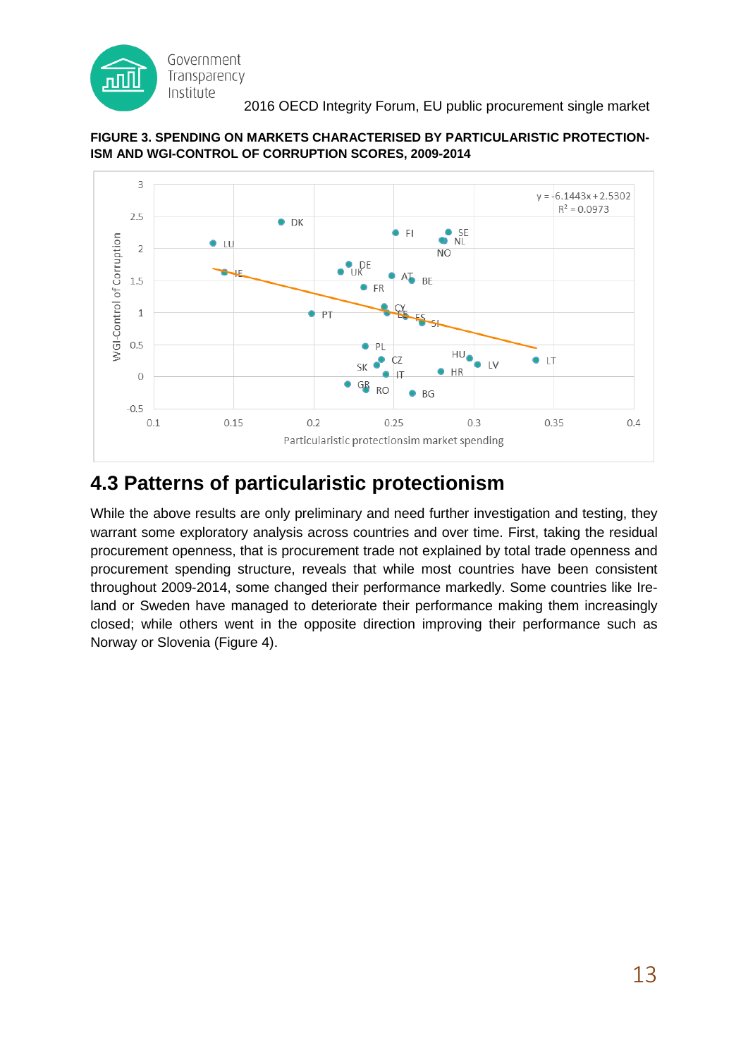**FIGURE 3. SPENDING ON MARKETS CHARACTERISED BY PARTICULARISTIC PROTECTION-ISM AND WGI-CONTROL OF CORRUPTION SCORES, 2009-2014**

## 4.3 Patterns of particularistic protectionism

While the above results are only preliminary and need further investigation and testing, they warrant some exploratory analysis across countries and over time. First, taking the residual procurement openness, that is procurement trade not explained by total trade openness and procurement spending structure, reveals that while most countries have been consistent throughout 2009-2014, some changed their performance markedly. Some countries like Ireland or Sweden have managed to deteriorate their performance making them increasingly closed; while others went in the opposite direction improving their performance such as Norway or Slovenia (Figure 4).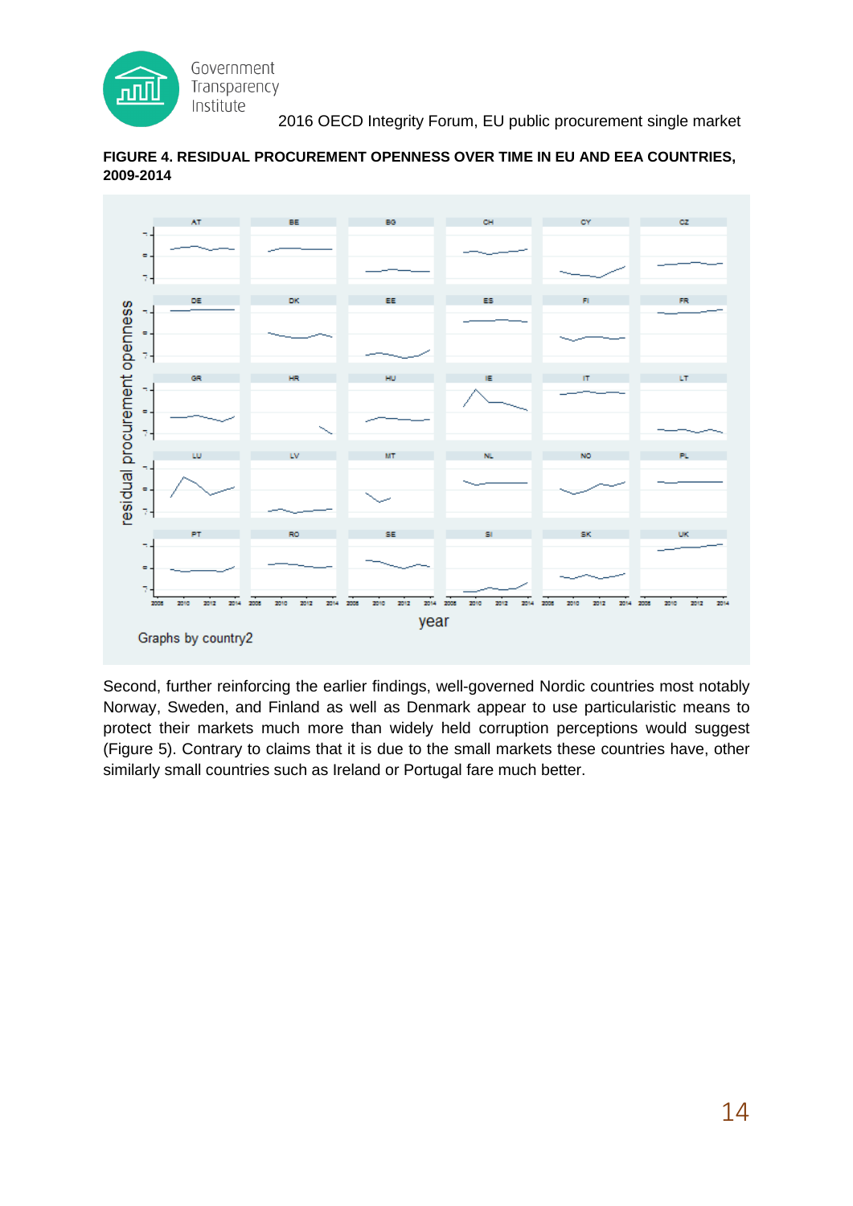**FIGURE 4. RESIDUAL PROCUREMENT OPENNESS OVER TIME IN EU AND EEA COUNTRIES, 2009-2014**

Second, further reinforcing the earlier findings, well-governed Nordic countries most notably Norway, Sweden, and Finland as well as Denmark appear to use particularistic means to protect their markets much more than widely held corruption perceptions would suggest (Figure 5). Contrary to claims that it is due to the small markets these countries have, other similarly small countries such as Ireland or Portugal fare much better.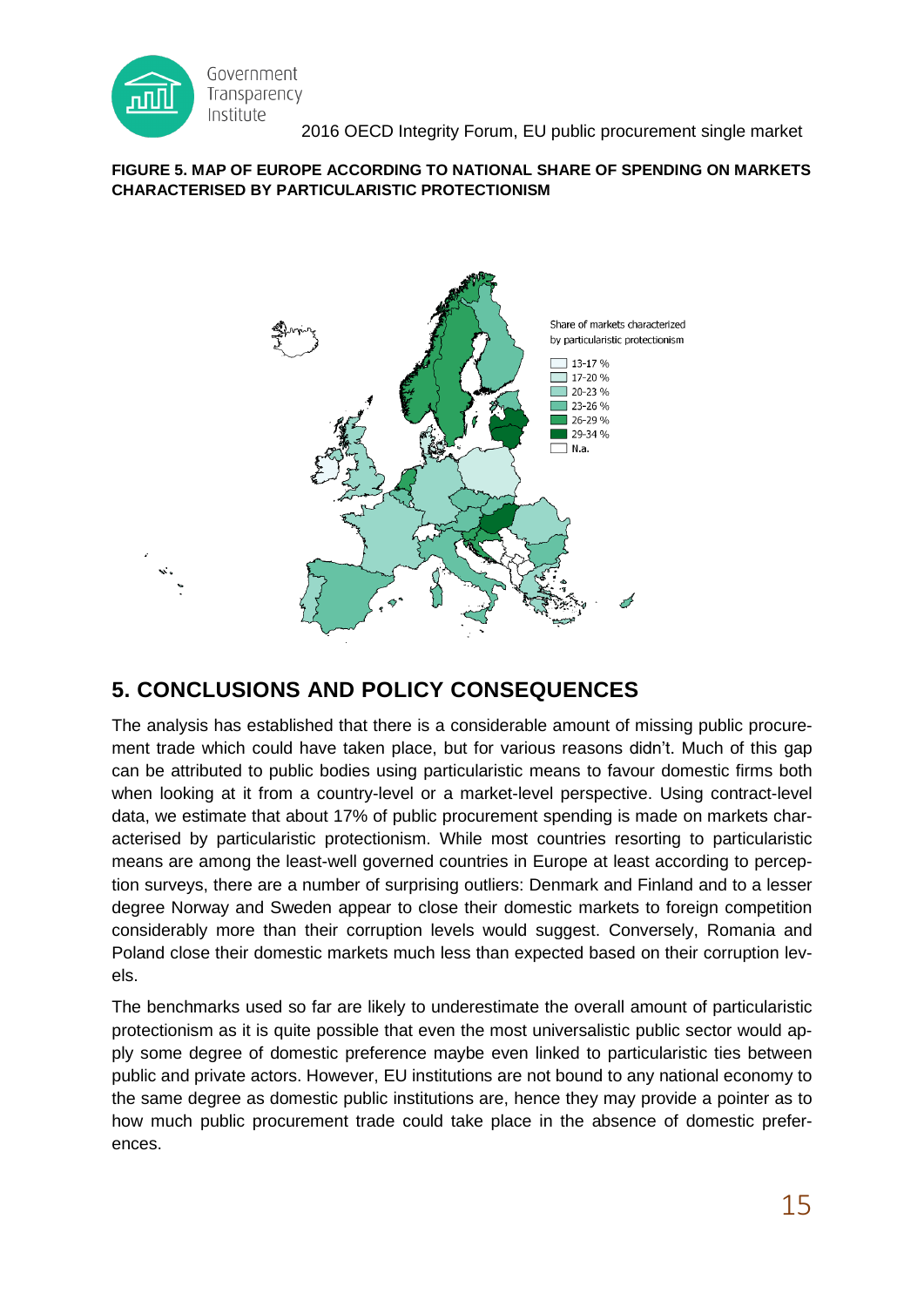**FIGURE 5. MAP OF EUROPE ACCORDING TO NATIONAL SHARE OF SPENDING ON MARKETS CHARACTERISED BY PARTICULARISTIC PROTECTIONISM**

## 5. CONCLUSIONS AND POLICY CONSEQUENCES

The analysis has established that there is a considerable amount of missing public procurement trade which could have taken place, but for various reasons didn't. Much of this gap can be attributed to public bodies using particularistic means to favour domestic firms both when looking at it from a country-level or a market-level perspective. Using contract-level data, we estimate that about 17% of public procurement spending is made on markets characterised by particularistic protectionism. While most countries resorting to particularistic means are among the least-well governed countries in Europe at least according to perception surveys, there are a number of surprising outliers: Denmark and Finland and to a lesser degree Norway and Sweden appear to close their domestic markets to foreign competition considerably more than their corruption levels would suggest. Conversely, Romania and Poland close their domestic markets much less than expected based on their corruption levels.

The benchmarks used so far are likely to underestimate the overall amount of particularistic protectionism as it is quite possible that even the most universalistic public sector would apply some degree of domestic preference maybe even linked to particularistic ties between public and private actors. However, EU institutions are not bound to any national economy to the same degree as domestic public institutions are, hence they may provide a pointer as to how much public procurement trade could take place in the absence of domestic preferences.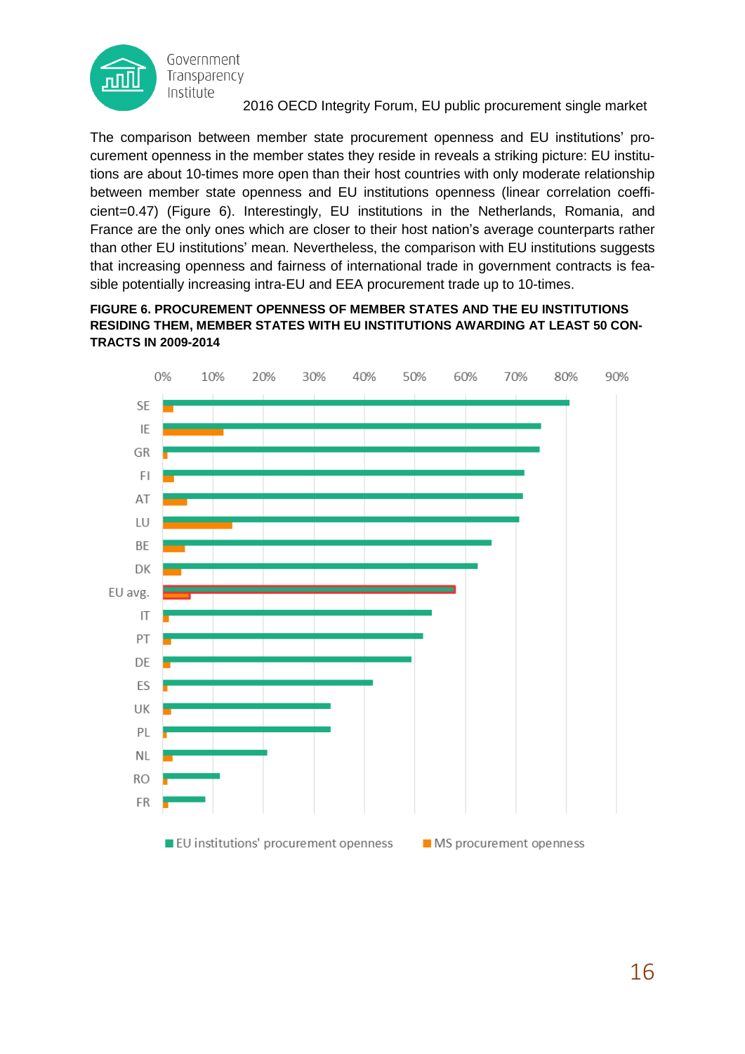The comparison between member state procurement openness and EU institutions' procurement openness in the member states they reside in reveals a striking picture: EU institutions are about 10-times more open than their host countries with only moderate relationship between member state openness and EU institutions openness (linear correlation coefficient=0.47) (Figure 6). Interestingly, EU institutions in the Netherlands, Romania, and France are the only ones which are closer to their host nation's average counterparts rather than other EU institutions' mean. Nevertheless, the comparison with EU institutions suggests that increasing openness and fairness of international trade in government contracts is feasible potentially increasing intra-EU and EEA procurement trade up to 10-times.

**FIGURE 6. PROCUREMENT OPENNESS OF MEMBER STATES AND THE EU INSTITUTIONS RESIDING THEM, MEMBER STATES WITH EU INSTITUTIONS AWARDING AT LEAST 50 CONTRACTS IN 2009-2014**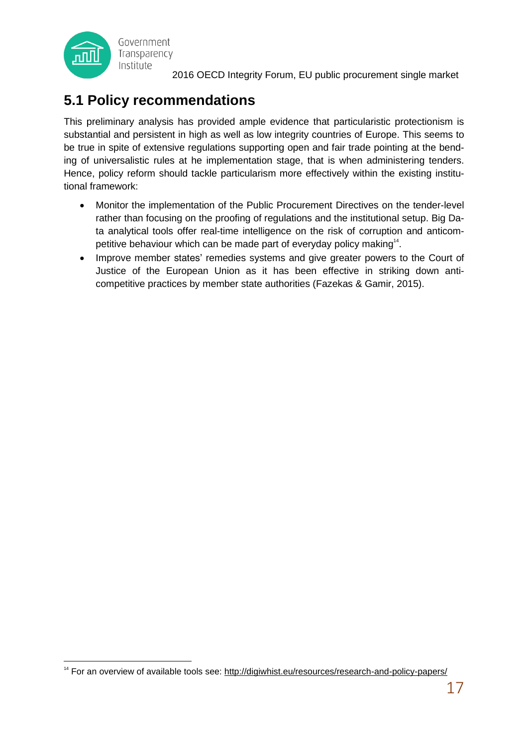## 5.1 Policy recommendations

This preliminary analysis has provided ample evidence that particularistic protectionism is substantial and persistent in high as well as low integrity countries of Europe. This seems to be true in spite of extensive regulations supporting open and fair trade pointing at the bending of universalistic rules at he implementation stage, that is when administering tenders. Hence, policy reform should tackle particularism more effectively within the existing institutional framework:

- Monitor the implementation of the Public Procurement Directives on the tender-level rather than focusing on the proofing of regulations and the institutional setup. Big Data analytical tools offer real-time intelligence on the risk of corruption and anticompetitive behaviour which can be made part of everyday policy making[14].
- Improve member states' remedies systems and give greater powers to the Court of Justice of the European Union as it has been effective in striking down anti-competitive practices by member state authorities (Fazekas & Gamir, 2015).

[14] For an overview of available tools see: http://digiwhist.eu/resources/research-and-policy-papers/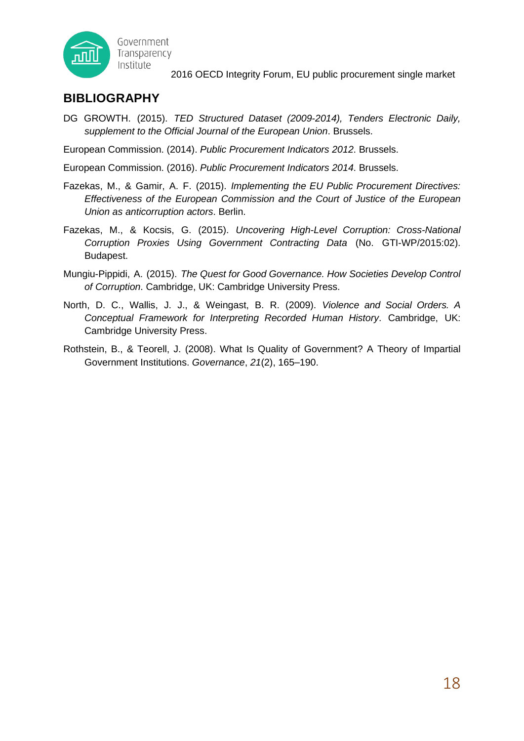## BIBLIOGRAPHY

DG GROWTH. (2015). *TED Structured Dataset (2009-2014), Tenders Electronic Daily, supplement to the Official Journal of the European Union*. Brussels.

European Commission. (2014). *Public Procurement Indicators 2012*. Brussels.

European Commission. (2016). *Public Procurement Indicators 2014*. Brussels.

Fazekas, M., & Gamir, A. F. (2015). *Implementing the EU Public Procurement Directives: Effectiveness of the European Commission and the Court of Justice of the European Union as anticorruption actors*. Berlin.

Fazekas, M., & Kocsis, G. (2015). *Uncovering High-Level Corruption: Cross-National Corruption Proxies Using Government Contracting Data* (No. GTI-WP/2015:02). Budapest.

Mungiu-Pippidi, A. (2015). *The Quest for Good Governance. How Societies Develop Control of Corruption*. Cambridge, UK: Cambridge University Press.

North, D. C., Wallis, J. J., & Weingast, B. R. (2009). *Violence and Social Orders. A Conceptual Framework for Interpreting Recorded Human History*. Cambridge, UK: Cambridge University Press.

Rothstein, B., & Teorell, J. (2008). What Is Quality of Government? A Theory of Impartial Government Institutions. *Governance*, *21*(2), 165–190.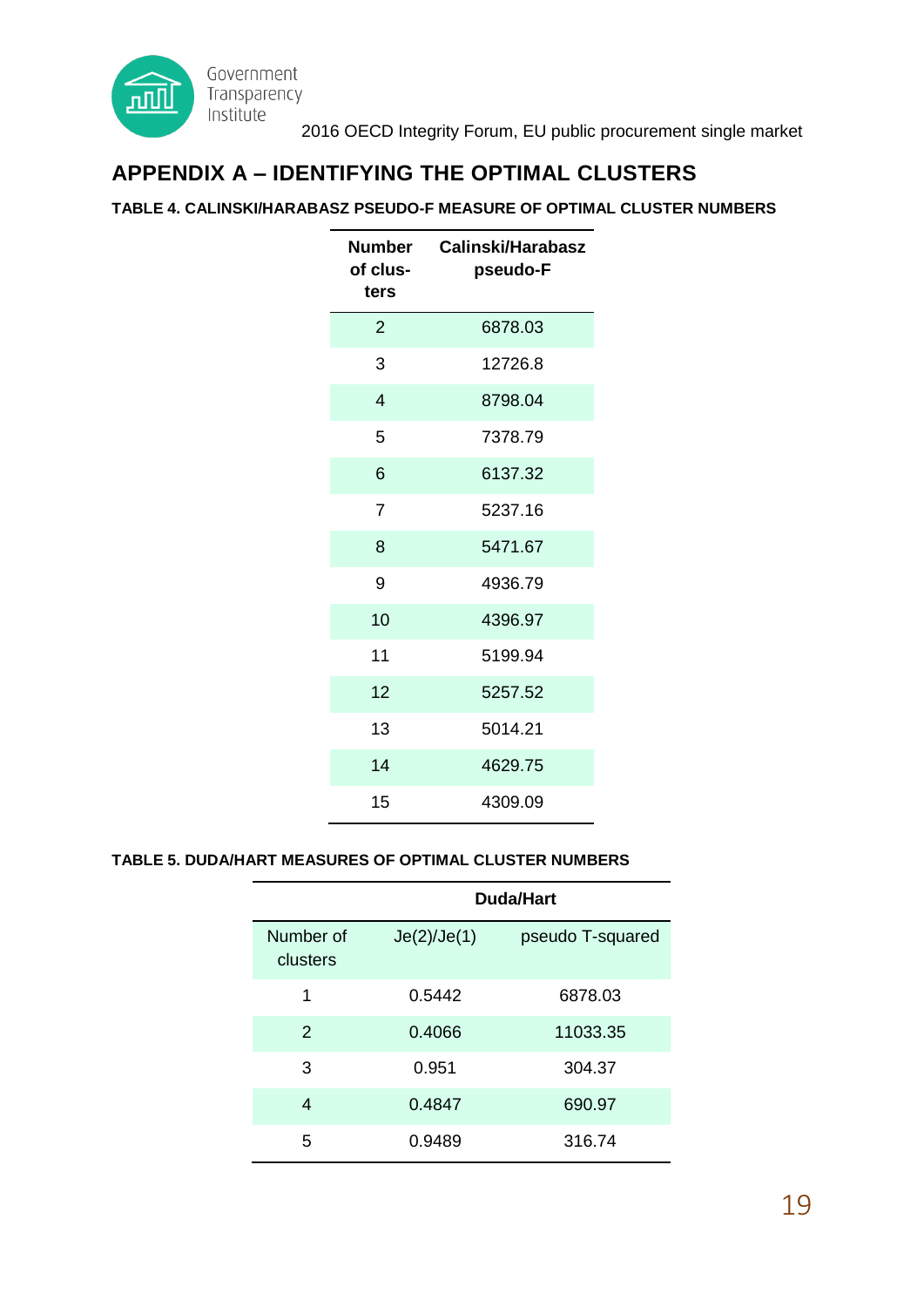# APPENDIX A – IDENTIFYING THE OPTIMAL CLUSTERS

**TABLE 4. CALINSKI/HARABASZ PSEUDO-F MEASURE OF OPTIMAL CLUSTER NUMBERS**

| Number of clusters | Calinski/Harabasz pseudo-F |
|---|---|
| 2 | 6878.03 |
| 3 | 12726.8 |
| 4 | 8798.04 |
| 5 | 7378.79 |
| 6 | 6137.32 |
| 7 | 5237.16 |
| 8 | 5471.67 |
| 9 | 4936.79 |
| 10 | 4396.97 |
| 11 | 5199.94 |
| 12 | 5257.52 |
| 13 | 5014.21 |
| 14 | 4629.75 |
| 15 | 4309.09 |

**TABLE 5. DUDA/HART MEASURES OF OPTIMAL CLUSTER NUMBERS**

| | Duda/Hart | |
|---|---|---|
| Number of clusters | Je(2)/Je(1) | pseudo T-squared |
| 1 | 0.5442 | 6878.03 |
| 2 | 0.4066 | 11033.35 |
| 3 | 0.951 | 304.37 |
| 4 | 0.4847 | 690.97 |
| 5 | 0.9489 | 316.74 |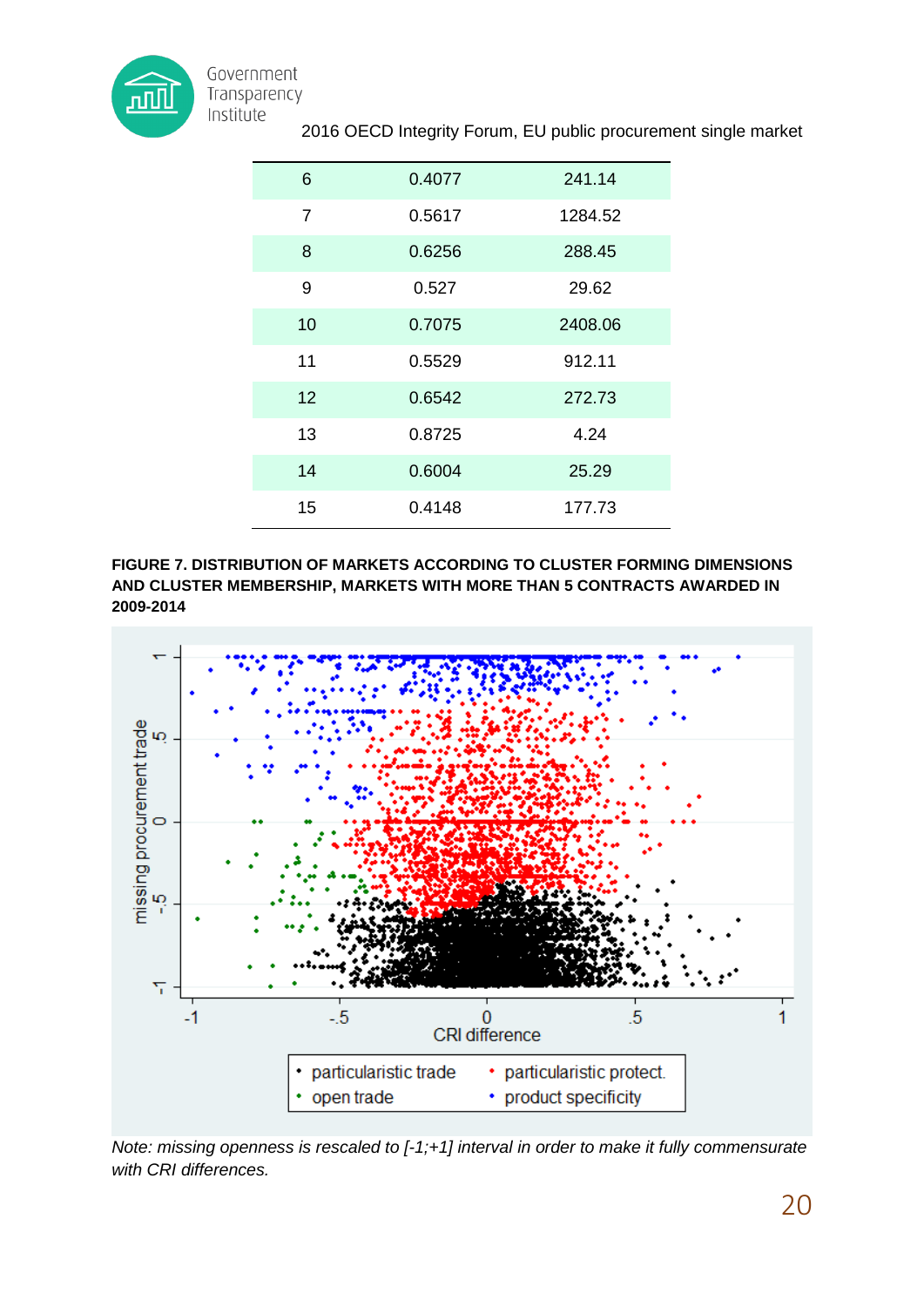| | | |
|---|---|---|
| 6 | 0.4077 | 241.14 |
| 7 | 0.5617 | 1284.52 |
| 8 | 0.6256 | 288.45 |
| 9 | 0.527 | 29.62 |
| 10 | 0.7075 | 2408.06 |
| 11 | 0.5529 | 912.11 |
| 12 | 0.6542 | 272.73 |
| 13 | 0.8725 | 4.24 |
| 14 | 0.6004 | 25.29 |
| 15 | 0.4148 | 177.73 |

**FIGURE 7. DISTRIBUTION OF MARKETS ACCORDING TO CLUSTER FORMING DIMENSIONS AND CLUSTER MEMBERSHIP, MARKETS WITH MORE THAN 5 CONTRACTS AWARDED IN 2009-2014**

missing procurement trade

1
.5
0
-.5
-1

-1
-.5
0
.5
1

CRI difference

particularistic trade
particularistic protect.
open trade
product specificity

*Note: missing openness is rescaled to [-1;+1] interval in order to make it fully commensurate with CRI differences.*